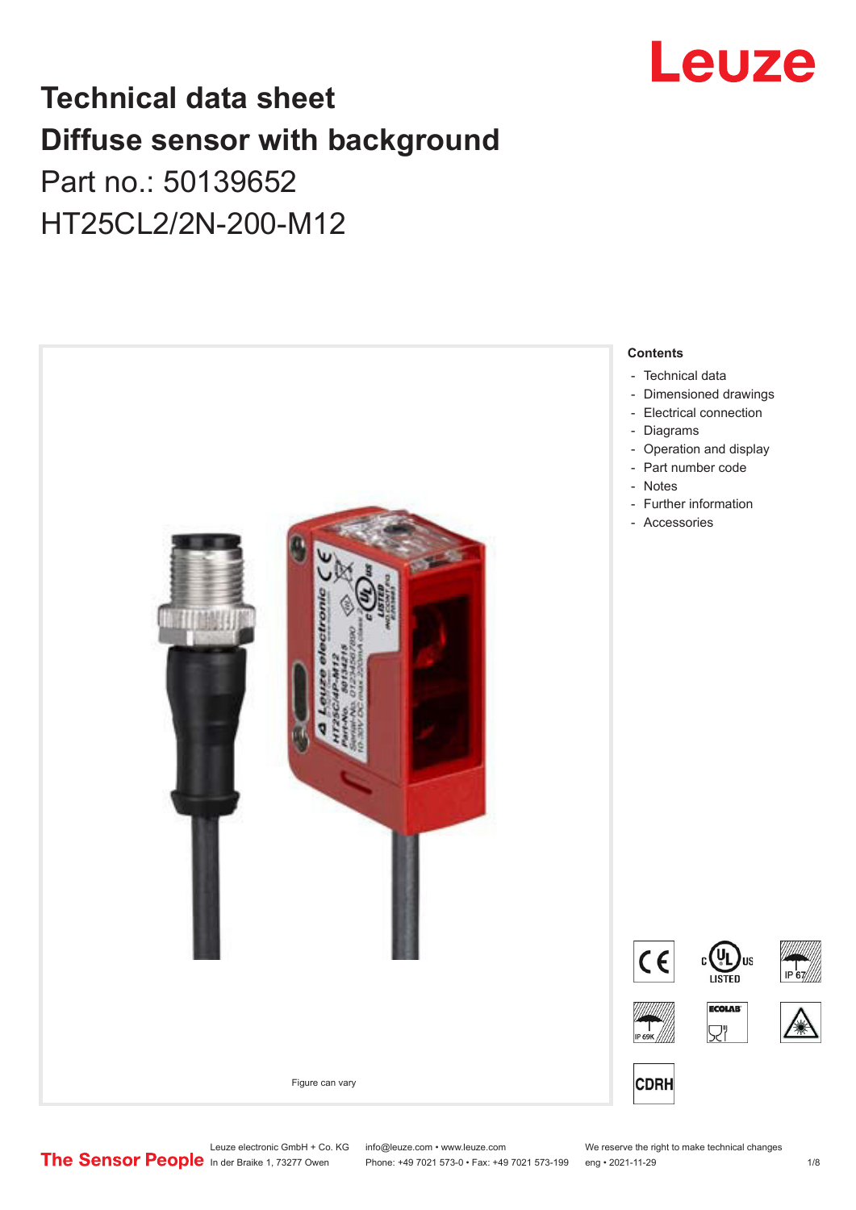# Technical data sheet
# Diffuse sensor with background

Part no.: 50139652

HT25CL2/2N-200-M12

Figure can vary

**Contents**

- Technical data
- Dimensioned drawings
- Electrical connection
- Diagrams
- Operation and display
- Part number code
- Notes
- Further information
- Accessories

Leuze electronic GmbH + Co. KG
In der Braike 1, 73277 Owen

info@leuze.com • www.leuze.com
Phone: +49 7021 573-0 • Fax: +49 7021 573-199

We reserve the right to make technical changes
eng • 2021-11-29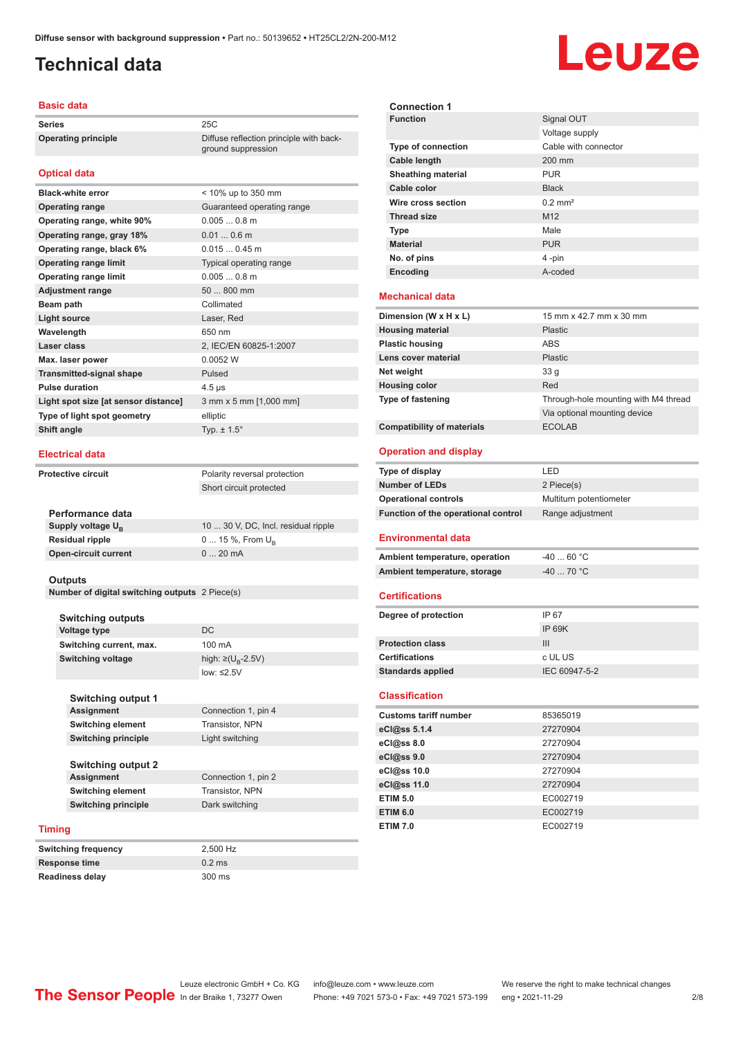# Technical data

## Basic data

| | |
|---|---|
| **Series** | 25C |
| **Operating principle** | Diffuse reflection principle with background suppression |

## Optical data

| | |
|---|---|
| **Black-white error** | < 10% up to 350 mm |
| **Operating range** | Guaranteed operating range |
| **Operating range, white 90%** | 0.005 ... 0.8 m |
| **Operating range, gray 18%** | 0.01 ... 0.6 m |
| **Operating range, black 6%** | 0.015 ... 0.45 m |
| **Operating range limit** | Typical operating range |
| **Operating range limit** | 0.005 ... 0.8 m |
| **Adjustment range** | 50 ... 800 mm |
| **Beam path** | Collimated |
| **Light source** | Laser, Red |
| **Wavelength** | 650 nm |
| **Laser class** | 2, IEC/EN 60825-1:2007 |
| **Max. laser power** | 0.0052 W |
| **Transmitted-signal shape** | Pulsed |
| **Pulse duration** | 4.5 µs |
| **Light spot size [at sensor distance]** | 3 mm x 5 mm [1,000 mm] |
| **Type of light spot geometry** | elliptic |
| **Shift angle** | Typ. ± 1.5° |

## Electrical data

| | |
|---|---|
| **Protective circuit** | Polarity reversal protection |
| | Short circuit protected |

### Performance data

| | |
|---|---|
| **Supply voltage $U_B$** | 10 ... 30 V, DC, Incl. residual ripple |
| **Residual ripple** | 0 ... 15 %, From $U_B$ |
| **Open-circuit current** | 0 ... 20 mA |

### Outputs

| | |
|---|---|
| **Number of digital switching outputs** | 2 Piece(s) |

#### Switching outputs

| | |
|---|---|
| **Voltage type** | DC |
| **Switching current, max.** | 100 mA |
| **Switching voltage** | high: ≥($U_B$-2.5V) |
| | low: ≤2.5V |

##### Switching output 1

| | |
|---|---|
| **Assignment** | Connection 1, pin 4 |
| **Switching element** | Transistor, NPN |
| **Switching principle** | Light switching |

##### Switching output 2

| | |
|---|---|
| **Assignment** | Connection 1, pin 2 |
| **Switching element** | Transistor, NPN |
| **Switching principle** | Dark switching |

## Timing

| | |
|---|---|
| **Switching frequency** | 2,500 Hz |
| **Response time** | 0.2 ms |
| **Readiness delay** | 300 ms |

### Connection 1

| | |
|---|---|
| **Function** | Signal OUT |
| | Voltage supply |
| **Type of connection** | Cable with connector |
| **Cable length** | 200 mm |
| **Sheathing material** | PUR |
| **Cable color** | Black |
| **Wire cross section** | 0.2 mm² |
| **Thread size** | M12 |
| **Type** | Male |
| **Material** | PUR |
| **No. of pins** | 4 -pin |
| **Encoding** | A-coded |

## Mechanical data

| | |
|---|---|
| **Dimension (W x H x L)** | 15 mm x 42.7 mm x 30 mm |
| **Housing material** | Plastic |
| **Plastic housing** | ABS |
| **Lens cover material** | Plastic |
| **Net weight** | 33 g |
| **Housing color** | Red |
| **Type of fastening** | Through-hole mounting with M4 thread |
| | Via optional mounting device |
| **Compatibility of materials** | ECOLAB |

## Operation and display

| | |
|---|---|
| **Type of display** | LED |
| **Number of LEDs** | 2 Piece(s) |
| **Operational controls** | Multiturn potentiometer |
| **Function of the operational control** | Range adjustment |

## Environmental data

| | |
|---|---|
| **Ambient temperature, operation** | -40 ... 60 °C |
| **Ambient temperature, storage** | -40 ... 70 °C |

## Certifications

| | |
|---|---|
| **Degree of protection** | IP 67 |
| | IP 69K |
| **Protection class** | III |
| **Certifications** | c UL US |
| **Standards applied** | IEC 60947-5-2 |

## Classification

| | |
|---|---|
| **Customs tariff number** | 85365019 |
| **eCl@ss 5.1.4** | 27270904 |
| **eCl@ss 8.0** | 27270904 |
| **eCl@ss 9.0** | 27270904 |
| **eCl@ss 10.0** | 27270904 |
| **eCl@ss 11.0** | 27270904 |
| **ETIM 5.0** | EC002719 |
| **ETIM 6.0** | EC002719 |
| **ETIM 7.0** | EC002719 |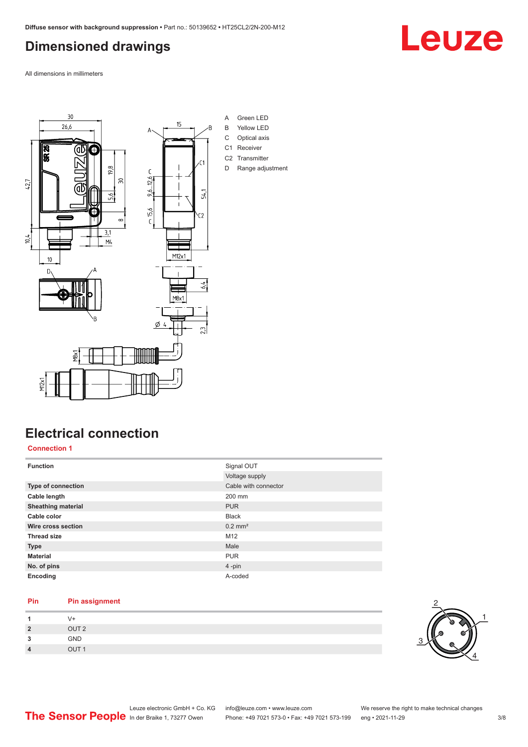## Dimensioned drawings

All dimensions in millimeters

A Green LED
B Yellow LED
C Optical axis
C1 Receiver
C2 Transmitter
D Range adjustment

## Electrical connection

### Connection 1

| Function | Signal OUT |
|---|---|
| | Voltage supply |
| Type of connection | Cable with connector |
| Cable length | 200 mm |
| Sheathing material | PUR |
| Cable color | Black |
| Wire cross section | 0.2 mm² |
| Thread size | M12 |
| Type | Male |
| Material | PUR |
| No. of pins | 4 -pin |
| Encoding | A-coded |

| Pin | Pin assignment |
|---|---|
| 1 | V+ |
| 2 | OUT 2 |
| 3 | GND |
| 4 | OUT 1 |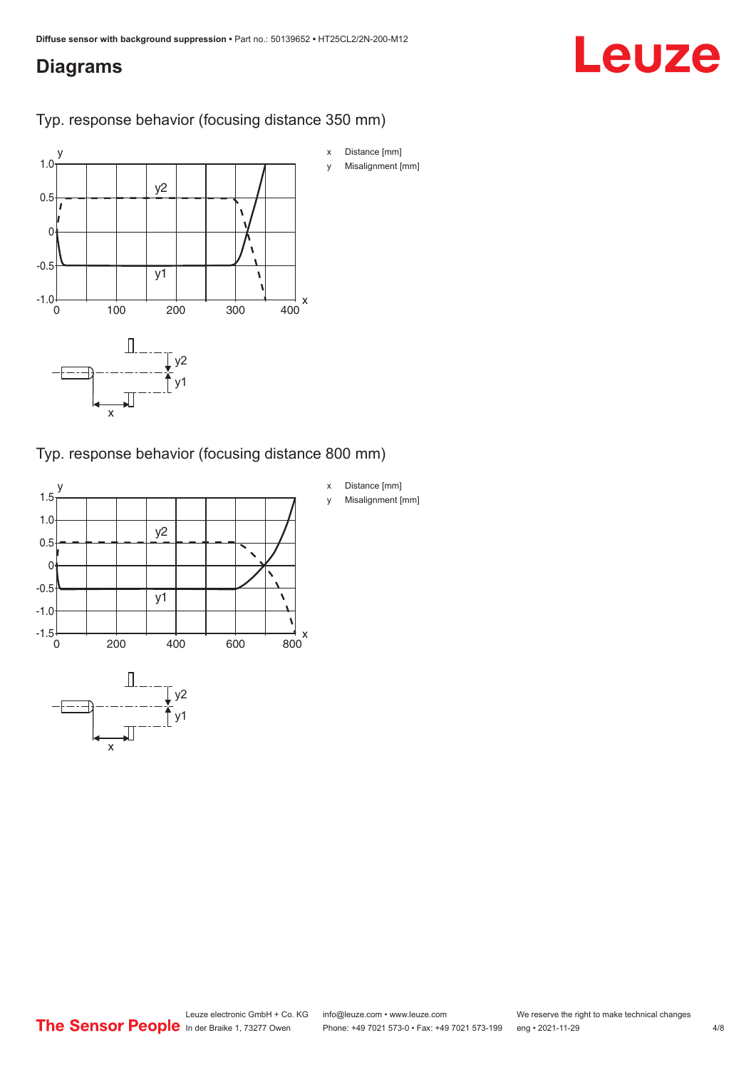## Diagrams

Typ. response behavior (focusing distance 350 mm)

x Distance [mm]

y Misalignment [mm]

Typ. response behavior (focusing distance 800 mm)

x Distance [mm]

y Misalignment [mm]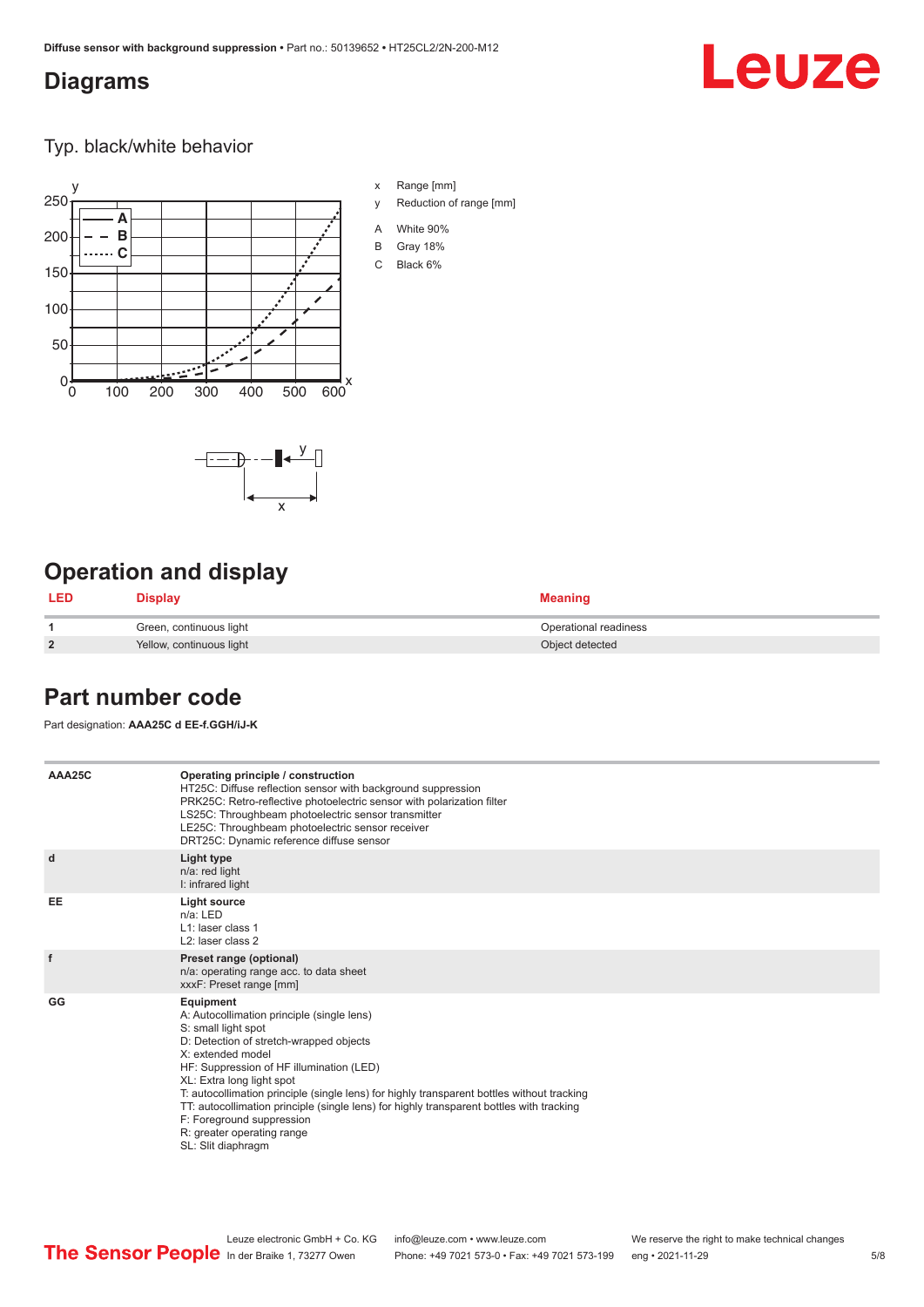## Diagrams

Typ. black/white behavior

x Range [mm]
y Reduction of range [mm]

A White 90%
B Gray 18%
C Black 6%

## Operation and display

| LED | Display | Meaning |
|---|---|---|
| 1 | Green, continuous light | Operational readiness |
| 2 | Yellow, continuous light | Object detected |

## Part number code

Part designation: **AAA25C d EE-f.GGH/iJ-K**

| | |
|---|---|
| AAA25C | **Operating principle / construction**<br>HT25C: Diffuse reflection sensor with background suppression<br>PRK25C: Retro-reflective photoelectric sensor with polarization filter<br>LS25C: Throughbeam photoelectric sensor transmitter<br>LE25C: Throughbeam photoelectric sensor receiver<br>DRT25C: Dynamic reference diffuse sensor |
| d | **Light type**<br>n/a: red light<br>I: infrared light |
| EE | **Light source**<br>n/a: LED<br>L1: laser class 1<br>L2: laser class 2 |
| f | **Preset range (optional)**<br>n/a: operating range acc. to data sheet<br>xxxF: Preset range [mm] |
| GG | **Equipment**<br>A: Autocollimation principle (single lens)<br>S: small light spot<br>D: Detection of stretch-wrapped objects<br>X: extended model<br>HF: Suppression of HF illumination (LED)<br>XL: Extra long light spot<br>T: autocollimation principle (single lens) for highly transparent bottles without tracking<br>TT: autocollimation principle (single lens) for highly transparent bottles with tracking<br>F: Foreground suppression<br>R: greater operating range<br>SL: Slit diaphragm |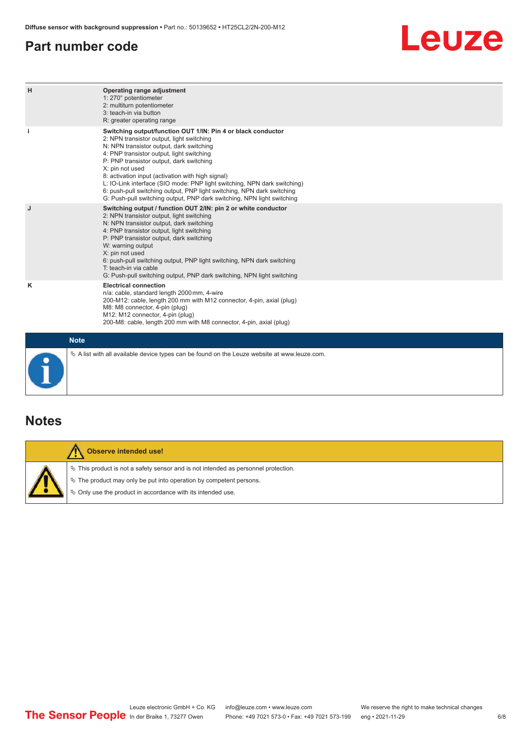## Part number code

| | |
|---|---|
| H | **Operating range adjustment**<br>1: 270° potentiometer<br>2: multiturn potentiometer<br>3: teach-in via button<br>R: greater operating range |
| i | **Switching output/function OUT 1/IN: Pin 4 or black conductor**<br>2: NPN transistor output, light switching<br>N: NPN transistor output, dark switching<br>4: PNP transistor output, light switching<br>P: PNP transistor output, dark switching<br>X: pin not used<br>8: activation input (activation with high signal)<br>L: IO-Link interface (SIO mode: PNP light switching, NPN dark switching)<br>6: push-pull switching output, PNP light switching, NPN dark switching<br>G: Push-pull switching output, PNP dark switching, NPN light switching |
| J | **Switching output / function OUT 2/IN: pin 2 or white conductor**<br>2: NPN transistor output, light switching<br>N: NPN transistor output, dark switching<br>4: PNP transistor output, light switching<br>P: PNP transistor output, dark switching<br>W: warning output<br>X: pin not used<br>6: push-pull switching output, PNP light switching, NPN dark switching<br>T: teach-in via cable<br>G: Push-pull switching output, PNP dark switching, NPN light switching |
| K | **Electrical connection**<br>n/a: cable, standard length 2000 mm, 4-wire<br>200-M12: cable, length 200 mm with M12 connector, 4-pin, axial (plug)<br>M8: M8 connector, 4-pin (plug)<br>M12: M12 connector, 4-pin (plug)<br>200-M8: cable, length 200 mm with M8 connector, 4-pin, axial (plug) |

**Note**

- A list with all available device types can be found on the Leuze website at www.leuze.com.

## Notes

**Observe intended use!**

- This product is not a safety sensor and is not intended as personnel protection.
- The product may only be put into operation by competent persons.
- Only use the product in accordance with its intended use.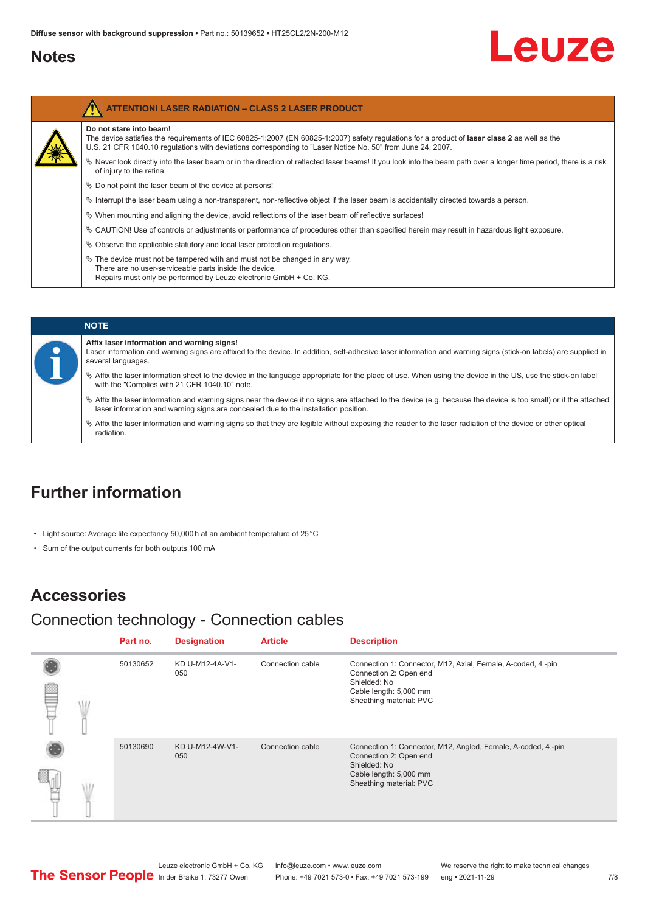# Notes

**ATTENTION! LASER RADIATION – CLASS 2 LASER PRODUCT**

**Do not stare into beam!**
The device satisfies the requirements of IEC 60825-1:2007 (EN 60825-1:2007) safety regulations for a product of **laser class 2** as well as the U.S. 21 CFR 1040.10 regulations with deviations corresponding to "Laser Notice No. 50" from June 24, 2007.

- Never look directly into the laser beam or in the direction of reflected laser beams! If you look into the beam path over a longer time period, there is a risk of injury to the retina.
- Do not point the laser beam of the device at persons!
- Interrupt the laser beam using a non-transparent, non-reflective object if the laser beam is accidentally directed towards a person.
- When mounting and aligning the device, avoid reflections of the laser beam off reflective surfaces!
- CAUTION! Use of controls or adjustments or performance of procedures other than specified herein may result in hazardous light exposure.
- Observe the applicable statutory and local laser protection regulations.
- The device must not be tampered with and must not be changed in any way.
  There are no user-serviceable parts inside the device.
  Repairs must only be performed by Leuze electronic GmbH + Co. KG.

**NOTE**

**Affix laser information and warning signs!**
Laser information and warning signs are affixed to the device. In addition, self-adhesive laser information and warning signs (stick-on labels) are supplied in several languages.

- Affix the laser information sheet to the device in the language appropriate for the place of use. When using the device in the US, use the stick-on label with the "Complies with 21 CFR 1040.10" note.
- Affix the laser information and warning signs near the device if no signs are attached to the device (e.g. because the device is too small) or if the attached laser information and warning signs are concealed due to the installation position.
- Affix the laser information and warning signs so that they are legible without exposing the reader to the laser radiation of the device or other optical radiation.

# Further information

- Light source: Average life expectancy 50,000 h at an ambient temperature of 25 °C
- Sum of the output currents for both outputs 100 mA

# Accessories

## Connection technology - Connection cables

| Part no. | Designation | Article | Description |
|---|---|---|---|
| 50130652 | KD U-M12-4A-V1-050 | Connection cable | Connection 1: Connector, M12, Axial, Female, A-coded, 4 -pin<br>Connection 2: Open end<br>Shielded: No<br>Cable length: 5,000 mm<br>Sheathing material: PVC |
| 50130690 | KD U-M12-4W-V1-050 | Connection cable | Connection 1: Connector, M12, Angled, Female, A-coded, 4 -pin<br>Connection 2: Open end<br>Shielded: No<br>Cable length: 5,000 mm<br>Sheathing material: PVC |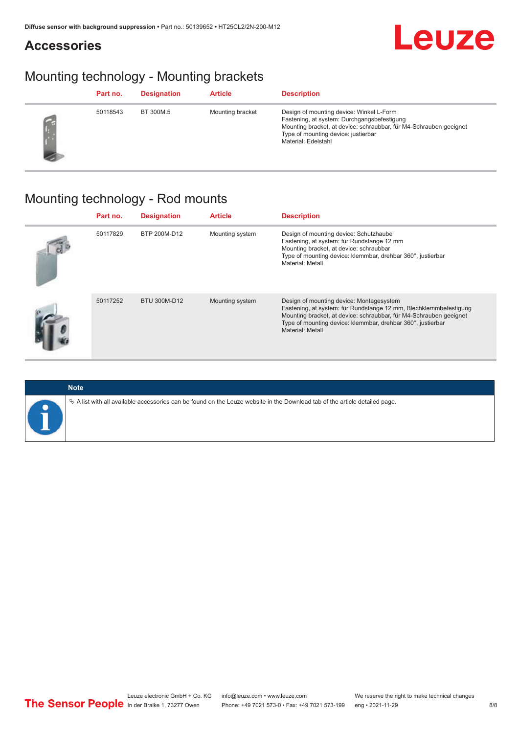## Accessories

### Mounting technology - Mounting brackets

| | Part no. | Designation | Article | Description |
|---|---|---|---|---|
| | 50118543 | BT 300M.5 | Mounting bracket | Design of mounting device: Winkel L-Form<br>Fastening, at system: Durchgangsbefestigung<br>Mounting bracket, at device: schraubbar, für M4-Schrauben geeignet<br>Type of mounting device: justierbar<br>Material: Edelstahl |

### Mounting technology - Rod mounts

| | Part no. | Designation | Article | Description |
|---|---|---|---|---|
| | 50117829 | BTP 200M-D12 | Mounting system | Design of mounting device: Schutzhaube<br>Fastening, at system: für Rundstange 12 mm<br>Mounting bracket, at device: schraubbar<br>Type of mounting device: klemmbar, drehbar 360°, justierbar<br>Material: Metall |
| | 50117252 | BTU 300M-D12 | Mounting system | Design of mounting device: Montagesystem<br>Fastening, at system: für Rundstange 12 mm, Blechklemmbefestigung<br>Mounting bracket, at device: schraubbar, für M4-Schrauben geeignet<br>Type of mounting device: klemmbar, drehbar 360°, justierbar<br>Material: Metall |

**Note**

✎ A list with all available accessories can be found on the Leuze website in the Download tab of the article detailed page.